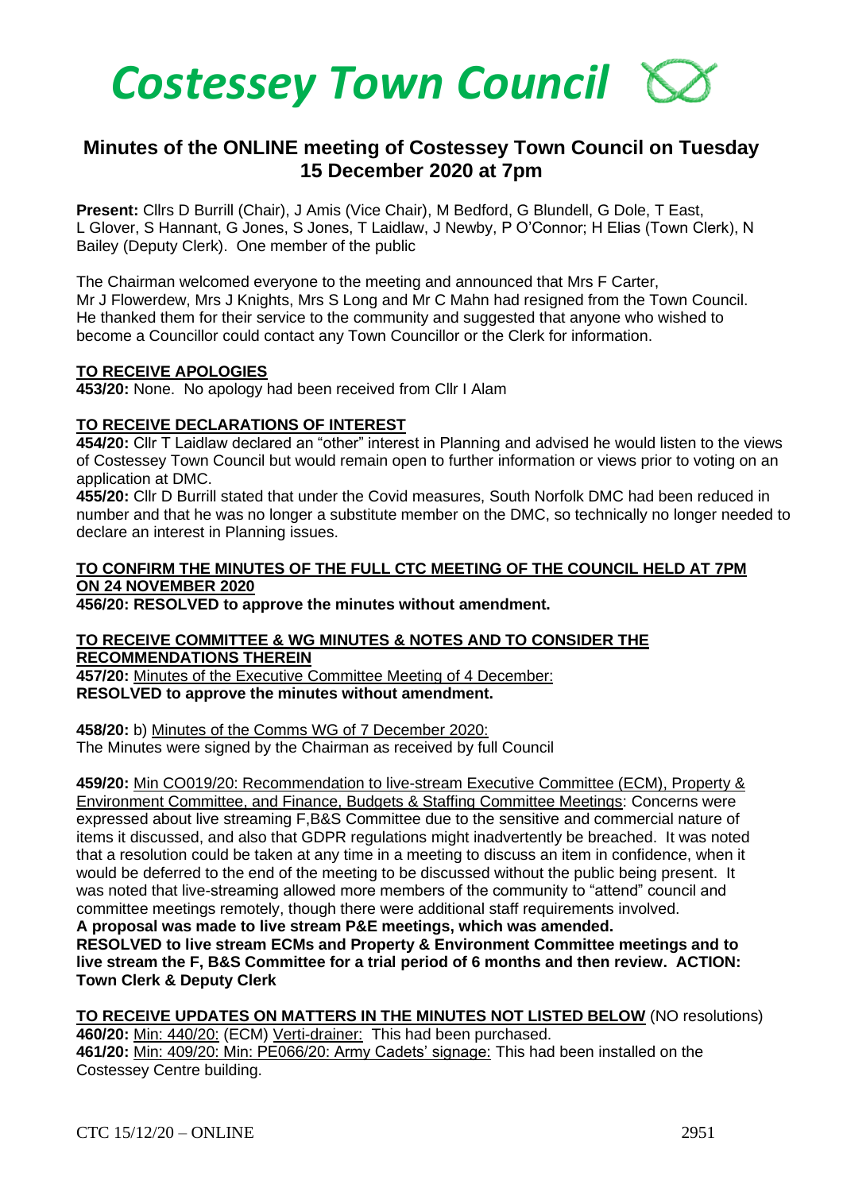# Costessey Town Council

## Minutes of the ONLINE meeting of Costessey Town Council on Tuesday 15 December 2020 at 7pm

**Present:** Cllrs D Burrill (Chair), J Amis (Vice Chair), M Bedford, G Blundell, G Dole, T East, L Glover, S Hannant, G Jones, S Jones, T Laidlaw, J Newby, P O'Connor; H Elias (Town Clerk), N Bailey (Deputy Clerk). One member of the public

The Chairman welcomed everyone to the meeting and announced that Mrs F Carter, Mr J Flowerdew, Mrs J Knights, Mrs S Long and Mr C Mahn had resigned from the Town Council. He thanked them for their service to the community and suggested that anyone who wished to become a Councillor could contact any Town Councillor or the Clerk for information.

**TO RECEIVE APOLOGIES**

**453/20:** None. No apology had been received from Cllr I Alam

**TO RECEIVE DECLARATIONS OF INTEREST**

**454/20:** Cllr T Laidlaw declared an "other" interest in Planning and advised he would listen to the views of Costessey Town Council but would remain open to further information or views prior to voting on an application at DMC.

**455/20:** Cllr D Burrill stated that under the Covid measures, South Norfolk DMC had been reduced in number and that he was no longer a substitute member on the DMC, so technically no longer needed to declare an interest in Planning issues.

**TO CONFIRM THE MINUTES OF THE FULL CTC MEETING OF THE COUNCIL HELD AT 7PM ON 24 NOVEMBER 2020**

**456/20: RESOLVED to approve the minutes without amendment.**

**TO RECEIVE COMMITTEE & WG MINUTES & NOTES AND TO CONSIDER THE RECOMMENDATIONS THEREIN**

**457/20:** Minutes of the Executive Committee Meeting of 4 December:
**RESOLVED to approve the minutes without amendment.**

**458/20:** b) Minutes of the Comms WG of 7 December 2020:
The Minutes were signed by the Chairman as received by full Council

**459/20:** Min CO019/20: Recommendation to live-stream Executive Committee (ECM), Property & Environment Committee, and Finance, Budgets & Staffing Committee Meetings: Concerns were expressed about live streaming F,B&S Committee due to the sensitive and commercial nature of items it discussed, and also that GDPR regulations might inadvertently be breached. It was noted that a resolution could be taken at any time in a meeting to discuss an item in confidence, when it would be deferred to the end of the meeting to be discussed without the public being present. It was noted that live-streaming allowed more members of the community to "attend" council and committee meetings remotely, though there were additional staff requirements involved.
**A proposal was made to live stream P&E meetings, which was amended.**
**RESOLVED to live stream ECMs and Property & Environment Committee meetings and to live stream the F, B&S Committee for a trial period of 6 months and then review. ACTION: Town Clerk & Deputy Clerk**

**TO RECEIVE UPDATES ON MATTERS IN THE MINUTES NOT LISTED BELOW** (NO resolutions)

**460/20:** Min: 440/20: (ECM) Verti-drainer: This had been purchased.

**461/20:** Min: 409/20: Min: PE066/20: Army Cadets' signage: This had been installed on the Costessey Centre building.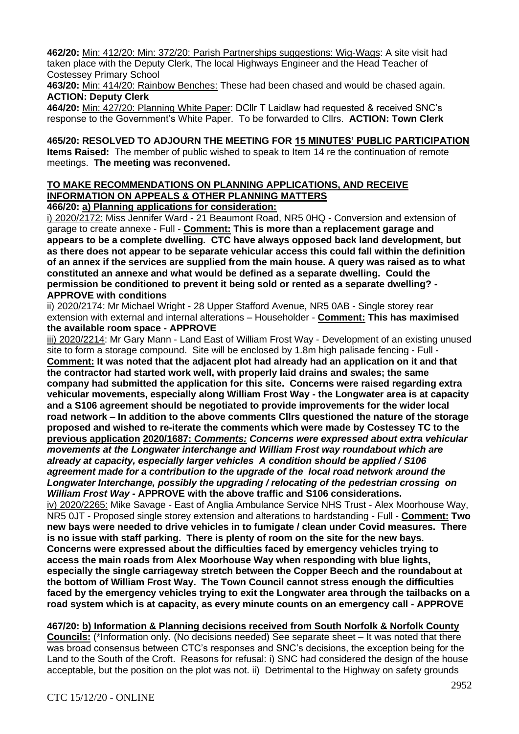**462/20:** Min: 412/20: Min: 372/20: Parish Partnerships suggestions: Wig-Wags: A site visit had taken place with the Deputy Clerk, The local Highways Engineer and the Head Teacher of Costessey Primary School

**463/20:** Min: 414/20: Rainbow Benches: These had been chased and would be chased again. **ACTION: Deputy Clerk**

**464/20:** Min: 427/20: Planning White Paper: DCllr T Laidlaw had requested & received SNC's response to the Government's White Paper. To be forwarded to Cllrs. **ACTION: Town Clerk**

**465/20: RESOLVED TO ADJOURN THE MEETING FOR 15 MINUTES' PUBLIC PARTICIPATION**
**Items Raised:** The member of public wished to speak to Item 14 re the continuation of remote meetings. **The meeting was reconvened.**

**TO MAKE RECOMMENDATIONS ON PLANNING APPLICATIONS, AND RECEIVE INFORMATION ON APPEALS & OTHER PLANNING MATTERS**

**466/20: a) Planning applications for consideration:**

i) 2020/2172: Miss Jennifer Ward - 21 Beaumont Road, NR5 0HQ - Conversion and extension of garage to create annexe - Full - **Comment: This is more than a replacement garage and appears to be a complete dwelling. CTC have always opposed back land development, but as there does not appear to be separate vehicular access this could fall within the definition of an annex if the services are supplied from the main house. A query was raised as to what constituted an annexe and what would be defined as a separate dwelling. Could the permission be conditioned to prevent it being sold or rented as a separate dwelling? - APPROVE with conditions**

ii) 2020/2174: Mr Michael Wright - 28 Upper Stafford Avenue, NR5 0AB - Single storey rear extension with external and internal alterations – Householder - **Comment: This has maximised the available room space - APPROVE**

iii) 2020/2214: Mr Gary Mann - Land East of William Frost Way - Development of an existing unused site to form a storage compound. Site will be enclosed by 1.8m high palisade fencing - Full - **Comment: It was noted that the adjacent plot had already had an application on it and that the contractor had started work well, with properly laid drains and swales; the same company had submitted the application for this site. Concerns were raised regarding extra vehicular movements, especially along William Frost Way - the Longwater area is at capacity and a S106 agreement should be negotiated to provide improvements for the wider local road network – In addition to the above comments Cllrs questioned the nature of the storage proposed and wished to re-iterate the comments which were made by Costessey TC to the previous application 2020/1687:** ***Comments: Concerns were expressed about extra vehicular movements at the Longwater interchange and William Frost way roundabout which are already at capacity, especially larger vehicles A condition should be applied / S106 agreement made for a contribution to the upgrade of the local road network around the Longwater Interchange, possibly the upgrading / relocating of the pedestrian crossing on William Frost Way*** **- APPROVE with the above traffic and S106 considerations.**

iv) 2020/2265: Mike Savage - East of Anglia Ambulance Service NHS Trust - Alex Moorhouse Way, NR5 0JT - Proposed single storey extension and alterations to hardstanding - Full - **Comment: Two new bays were needed to drive vehicles in to fumigate / clean under Covid measures. There is no issue with staff parking. There is plenty of room on the site for the new bays. Concerns were expressed about the difficulties faced by emergency vehicles trying to access the main roads from Alex Moorhouse Way when responding with blue lights, especially the single carriageway stretch between the Copper Beech and the roundabout at the bottom of William Frost Way. The Town Council cannot stress enough the difficulties faced by the emergency vehicles trying to exit the Longwater area through the tailbacks on a road system which is at capacity, as every minute counts on an emergency call - APPROVE**

**467/20: b) Information & Planning decisions received from South Norfolk & Norfolk County Councils:** (*Information only. (No decisions needed) See separate sheet – It was noted that there was broad consensus between CTC's responses and SNC's decisions, the exception being for the Land to the South of the Croft. Reasons for refusal: i) SNC had considered the design of the house acceptable, but the position on the plot was not. ii) Detrimental to the Highway on safety grounds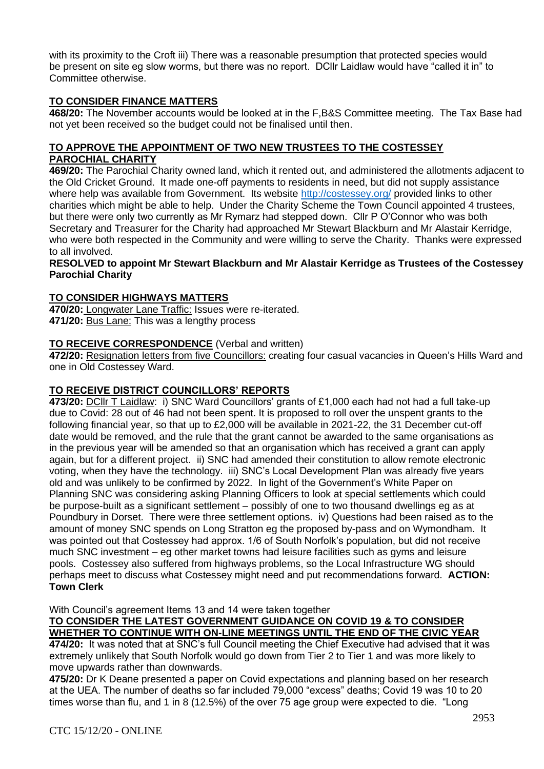with its proximity to the Croft iii) There was a reasonable presumption that protected species would be present on site eg slow worms, but there was no report. DCllr Laidlaw would have "called it in" to Committee otherwise.

## TO CONSIDER FINANCE MATTERS

**468/20:** The November accounts would be looked at in the F,B&S Committee meeting. The Tax Base had not yet been received so the budget could not be finalised until then.

## TO APPROVE THE APPOINTMENT OF TWO NEW TRUSTEES TO THE COSTESSEY PAROCHIAL CHARITY

**469/20:** The Parochial Charity owned land, which it rented out, and administered the allotments adjacent to the Old Cricket Ground. It made one-off payments to residents in need, but did not supply assistance where help was available from Government. Its website http://costessey.org/ provided links to other charities which might be able to help. Under the Charity Scheme the Town Council appointed 4 trustees, but there were only two currently as Mr Rymarz had stepped down. Cllr P O'Connor who was both Secretary and Treasurer for the Charity had approached Mr Stewart Blackburn and Mr Alastair Kerridge, who were both respected in the Community and were willing to serve the Charity. Thanks were expressed to all involved.

**RESOLVED to appoint Mr Stewart Blackburn and Mr Alastair Kerridge as Trustees of the Costessey Parochial Charity**

## TO CONSIDER HIGHWAYS MATTERS

**470/20:** Longwater Lane Traffic: Issues were re-iterated.
**471/20:** Bus Lane: This was a lengthy process

## TO RECEIVE CORRESPONDENCE (Verbal and written)

**472/20:** Resignation letters from five Councillors: creating four casual vacancies in Queen's Hills Ward and one in Old Costessey Ward.

## TO RECEIVE DISTRICT COUNCILLORS' REPORTS

**473/20:** DCllr T Laidlaw: i) SNC Ward Councillors' grants of £1,000 each had not had a full take-up due to Covid: 28 out of 46 had not been spent. It is proposed to roll over the unspent grants to the following financial year, so that up to £2,000 will be available in 2021-22, the 31 December cut-off date would be removed, and the rule that the grant cannot be awarded to the same organisations as in the previous year will be amended so that an organisation which has received a grant can apply again, but for a different project. ii) SNC had amended their constitution to allow remote electronic voting, when they have the technology. iii) SNC's Local Development Plan was already five years old and was unlikely to be confirmed by 2022. In light of the Government's White Paper on Planning SNC was considering asking Planning Officers to look at special settlements which could be purpose-built as a significant settlement – possibly of one to two thousand dwellings eg as at Poundbury in Dorset. There were three settlement options. iv) Questions had been raised as to the amount of money SNC spends on Long Stratton eg the proposed by-pass and on Wymondham. It was pointed out that Costessey had approx. 1/6 of South Norfolk's population, but did not receive much SNC investment – eg other market towns had leisure facilities such as gyms and leisure pools. Costessey also suffered from highways problems, so the Local Infrastructure WG should perhaps meet to discuss what Costessey might need and put recommendations forward. **ACTION: Town Clerk**

With Council's agreement Items 13 and 14 were taken together

## TO CONSIDER THE LATEST GOVERNMENT GUIDANCE ON COVID 19 & TO CONSIDER WHETHER TO CONTINUE WITH ON-LINE MEETINGS UNTIL THE END OF THE CIVIC YEAR

**474/20:** It was noted that at SNC's full Council meeting the Chief Executive had advised that it was extremely unlikely that South Norfolk would go down from Tier 2 to Tier 1 and was more likely to move upwards rather than downwards.

**475/20:** Dr K Deane presented a paper on Covid expectations and planning based on her research at the UEA. The number of deaths so far included 79,000 "excess" deaths; Covid 19 was 10 to 20 times worse than flu, and 1 in 8 (12.5%) of the over 75 age group were expected to die. "Long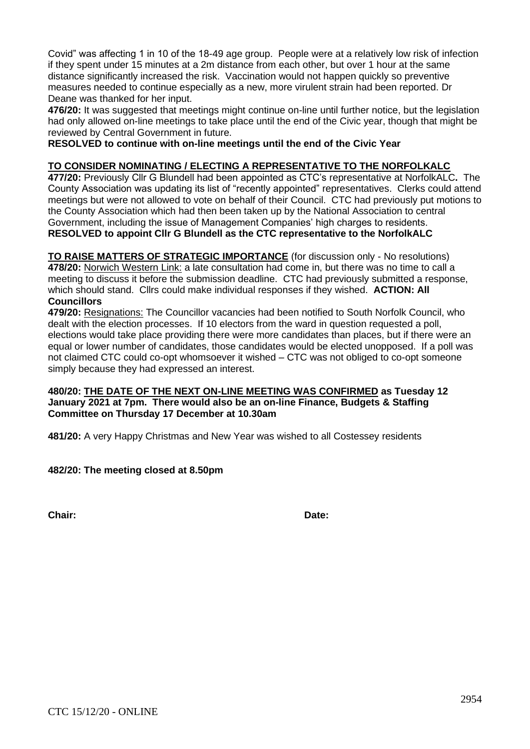Covid" was affecting 1 in 10 of the 18-49 age group. People were at a relatively low risk of infection if they spent under 15 minutes at a 2m distance from each other, but over 1 hour at the same distance significantly increased the risk. Vaccination would not happen quickly so preventive measures needed to continue especially as a new, more virulent strain had been reported. Dr Deane was thanked for her input.

**476/20:** It was suggested that meetings might continue on-line until further notice, but the legislation had only allowed on-line meetings to take place until the end of the Civic year, though that might be reviewed by Central Government in future.

**RESOLVED to continue with on-line meetings until the end of the Civic Year**

**TO CONSIDER NOMINATING / ELECTING A REPRESENTATIVE TO THE NORFOLKALC**

**477/20:** Previously Cllr G Blundell had been appointed as CTC's representative at NorfolkALC**.** The County Association was updating its list of "recently appointed" representatives. Clerks could attend meetings but were not allowed to vote on behalf of their Council. CTC had previously put motions to the County Association which had then been taken up by the National Association to central Government, including the issue of Management Companies' high charges to residents.

**RESOLVED to appoint Cllr G Blundell as the CTC representative to the NorfolkALC**

**TO RAISE MATTERS OF STRATEGIC IMPORTANCE** (for discussion only - No resolutions)

**478/20:** Norwich Western Link: a late consultation had come in, but there was no time to call a meeting to discuss it before the submission deadline. CTC had previously submitted a response, which should stand. Cllrs could make individual responses if they wished. **ACTION: All Councillors**

**479/20:** Resignations: The Councillor vacancies had been notified to South Norfolk Council, who dealt with the election processes. If 10 electors from the ward in question requested a poll, elections would take place providing there were more candidates than places, but if there were an equal or lower number of candidates, those candidates would be elected unopposed. If a poll was not claimed CTC could co-opt whomsoever it wished – CTC was not obliged to co-opt someone simply because they had expressed an interest.

**480/20: THE DATE OF THE NEXT ON-LINE MEETING WAS CONFIRMED as Tuesday 12 January 2021 at 7pm. There would also be an on-line Finance, Budgets & Staffing Committee on Thursday 17 December at 10.30am**

**481/20:** A very Happy Christmas and New Year was wished to all Costessey residents

**482/20: The meeting closed at 8.50pm**

**Chair:** **Date:**